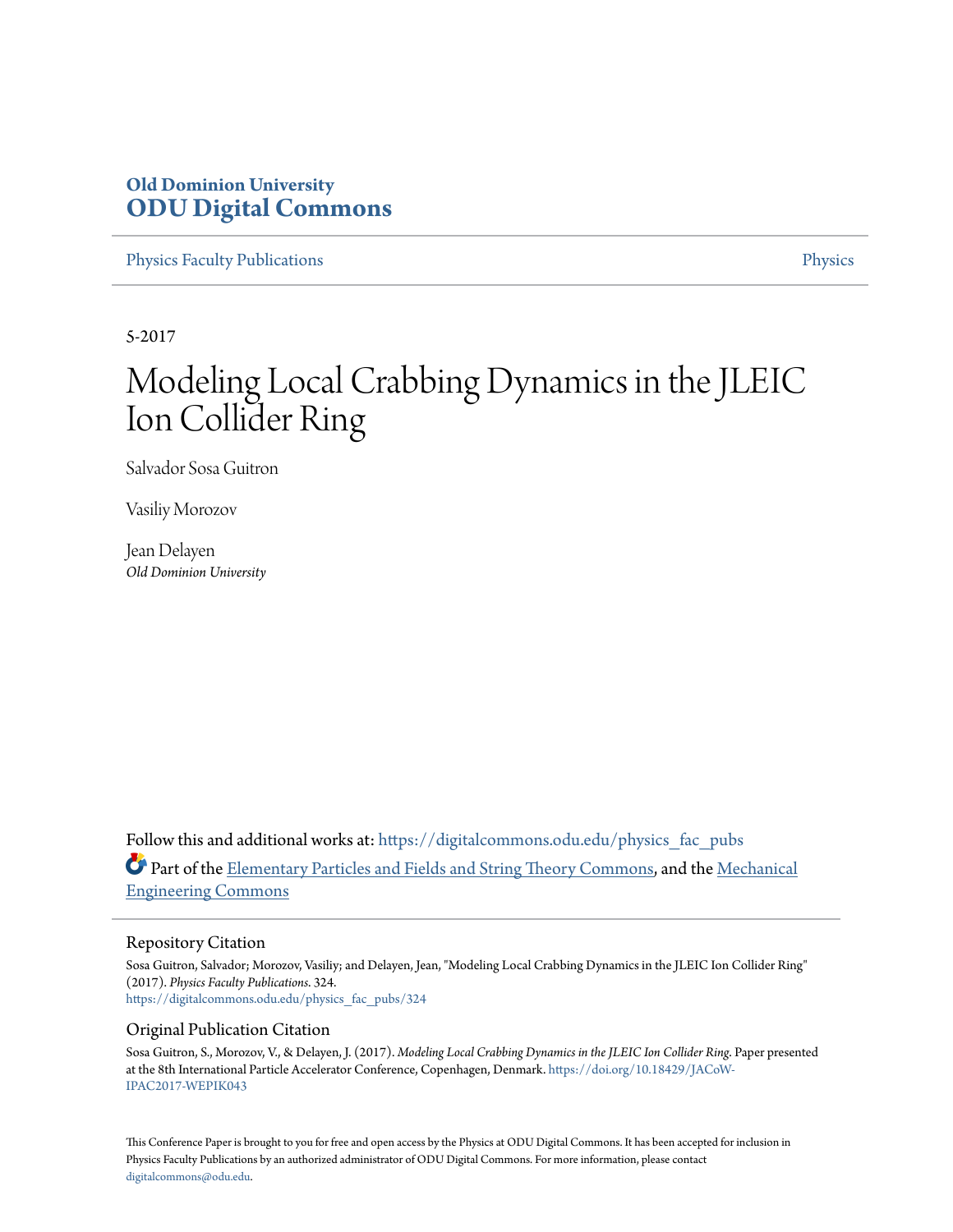**Old Dominion University**
**ODU Digital Commons**

Physics Faculty Publications | Physics

5-2017

# Modeling Local Crabbing Dynamics in the JLEIC Ion Collider Ring

Salvador Sosa Guitron

Vasiliy Morozov

Jean Delayen
*Old Dominion University*

Follow this and additional works at: https://digitalcommons.odu.edu/physics_fac_pubs

Part of the Elementary Particles and Fields and String Theory Commons, and the Mechanical Engineering Commons

## Repository Citation

Sosa Guitron, Salvador; Morozov, Vasiliy; and Delayen, Jean, "Modeling Local Crabbing Dynamics in the JLEIC Ion Collider Ring" (2017). *Physics Faculty Publications*. 324.
https://digitalcommons.odu.edu/physics_fac_pubs/324

## Original Publication Citation

Sosa Guitron, S., Morozov, V., & Delayen, J. (2017). *Modeling Local Crabbing Dynamics in the JLEIC Ion Collider Ring*. Paper presented at the 8th International Particle Accelerator Conference, Copenhagen, Denmark. https://doi.org/10.18429/JACoW-IPAC2017-WEPIK043

This Conference Paper is brought to you for free and open access by the Physics at ODU Digital Commons. It has been accepted for inclusion in Physics Faculty Publications by an authorized administrator of ODU Digital Commons. For more information, please contact digitalcommons@odu.edu.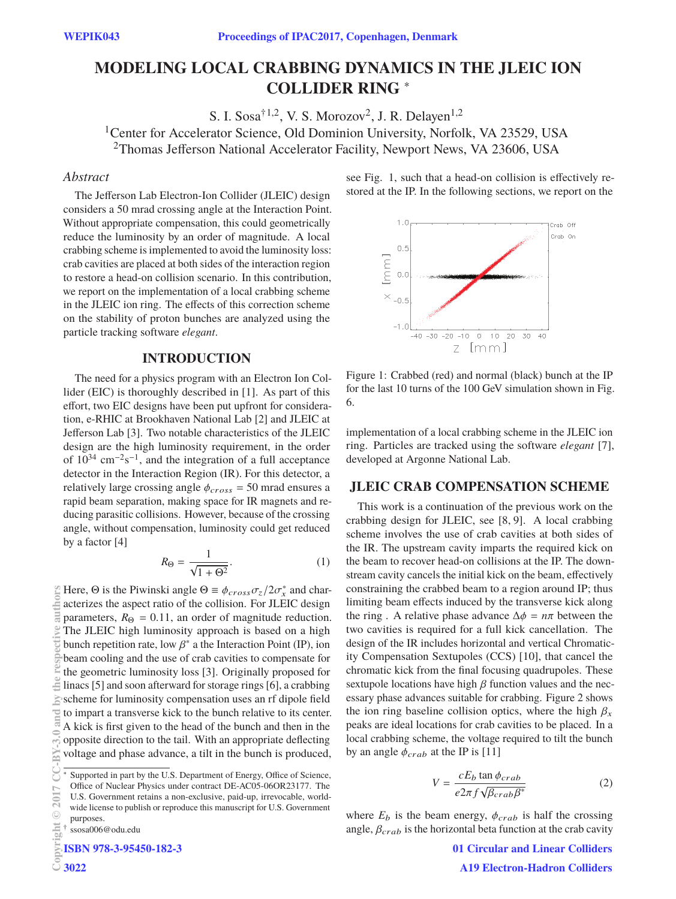# MODELING LOCAL CRABBING DYNAMICS IN THE JLEIC ION COLLIDER RING *

S. I. Sosa[†1,2], V. S. Morozov[2], J. R. Delayen[1,2]

[1]Center for Accelerator Science, Old Dominion University, Norfolk, VA 23529, USA

[2]Thomas Jefferson National Accelerator Facility, Newport News, VA 23606, USA

## Abstract

The Jefferson Lab Electron-Ion Collider (JLEIC) design considers a 50 mrad crossing angle at the Interaction Point. Without appropriate compensation, this could geometrically reduce the luminosity by an order of magnitude. A local crabbing scheme is implemented to avoid the luminosity loss: crab cavities are placed at both sides of the interaction region to restore a head-on collision scenario. In this contribution, we report on the implementation of a local crabbing scheme in the JLEIC ion ring. The effects of this correction scheme on the stability of proton bunches are analyzed using the particle tracking software *elegant*.

## INTRODUCTION

The need for a physics program with an Electron Ion Collider (EIC) is thoroughly described in [1]. As part of this effort, two EIC designs have been put upfront for consideration, e-RHIC at Brookhaven National Lab [2] and JLEIC at Jefferson Lab [3]. Two notable characteristics of the JLEIC design are the high luminosity requirement, in the order of $10^{34}$ cm$^{-2}$s$^{-1}$, and the integration of a full acceptance detector in the Interaction Region (IR). For this detector, a relatively large crossing angle $\phi_{cross}$ = 50 mrad ensures a rapid beam separation, making space for IR magnets and reducing parasitic collisions. However, because of the crossing angle, without compensation, luminosity could get reduced by a factor [4]

$$R_\Theta = \frac{1}{\sqrt{1+\Theta^2}}. \tag{1}$$

Here, $\Theta$ is the Piwinski angle $\Theta \equiv \phi_{cross}\sigma_z/2\sigma_x^*$ and characterizes the aspect ratio of the collision. For JLEIC design parameters, $R_\Theta$ = 0.11, an order of magnitude reduction. The JLEIC high luminosity approach is based on a high bunch repetition rate, low $\beta^*$ a the Interaction Point (IP), ion beam cooling and the use of crab cavities to compensate for the geometric luminosity loss [3]. Originally proposed for linacs [5] and soon afterward for storage rings [6], a crabbing scheme for luminosity compensation uses an rf dipole field to impart a transverse kick to the bunch relative to its center. A kick is first given to the head of the bunch and then in the opposite direction to the tail. With an appropriate deflecting voltage and phase advance, a tilt in the bunch is produced, see Fig. 1, such that a head-on collision is effectively restored at the IP. In the following sections, we report on the implementation of a local crabbing scheme in the JLEIC ion ring. Particles are tracked using the software *elegant* [7], developed at Argonne National Lab.

Figure 1: Crabbed (red) and normal (black) bunch at the IP for the last 10 turns of the 100 GeV simulation shown in Fig. 6.

## JLEIC CRAB COMPENSATION SCHEME

This work is a continuation of the previous work on the crabbing design for JLEIC, see [8, 9]. A local crabbing scheme involves the use of crab cavities at both sides of the IR. The upstream cavity imparts the required kick on the beam to recover head-on collisions at the IP. The downstream cavity cancels the initial kick on the beam, effectively constraining the crabbed beam to a region around IP; thus limiting beam effects induced by the transverse kick along the ring . A relative phase advance $\Delta\phi = n\pi$ between the two cavities is required for a full kick cancellation. The design of the IR includes horizontal and vertical Chromaticity Compensation Sextupoles (CCS) [10], that cancel the chromatic kick from the final focusing quadrupoles. These sextupole locations have high $\beta$ function values and the necessary phase advances suitable for crabbing. Figure 2 shows the ion ring baseline collision optics, where the high $\beta_x$ peaks are ideal locations for crab cavities to be placed. In a local crabbing scheme, the voltage required to tilt the bunch by an angle $\phi_{crab}$ at the IP is [11]

$$V = \frac{cE_b \tan\phi_{crab}}{e2\pi f\sqrt{\beta_{crab}\beta^*}} \tag{2}$$

where $E_b$ is the beam energy, $\phi_{crab}$ is half the crossing angle, $\beta_{crab}$ is the horizontal beta function at the crab cavity

---

* Supported in part by the U.S. Department of Energy, Office of Science, Office of Nuclear Physics under contract DE-AC05-06OR23177. The U.S. Government retains a non-exclusive, paid-up, irrevocable, world-wide license to publish or reproduce this manuscript for U.S. Government purposes.

† ssosa006@odu.edu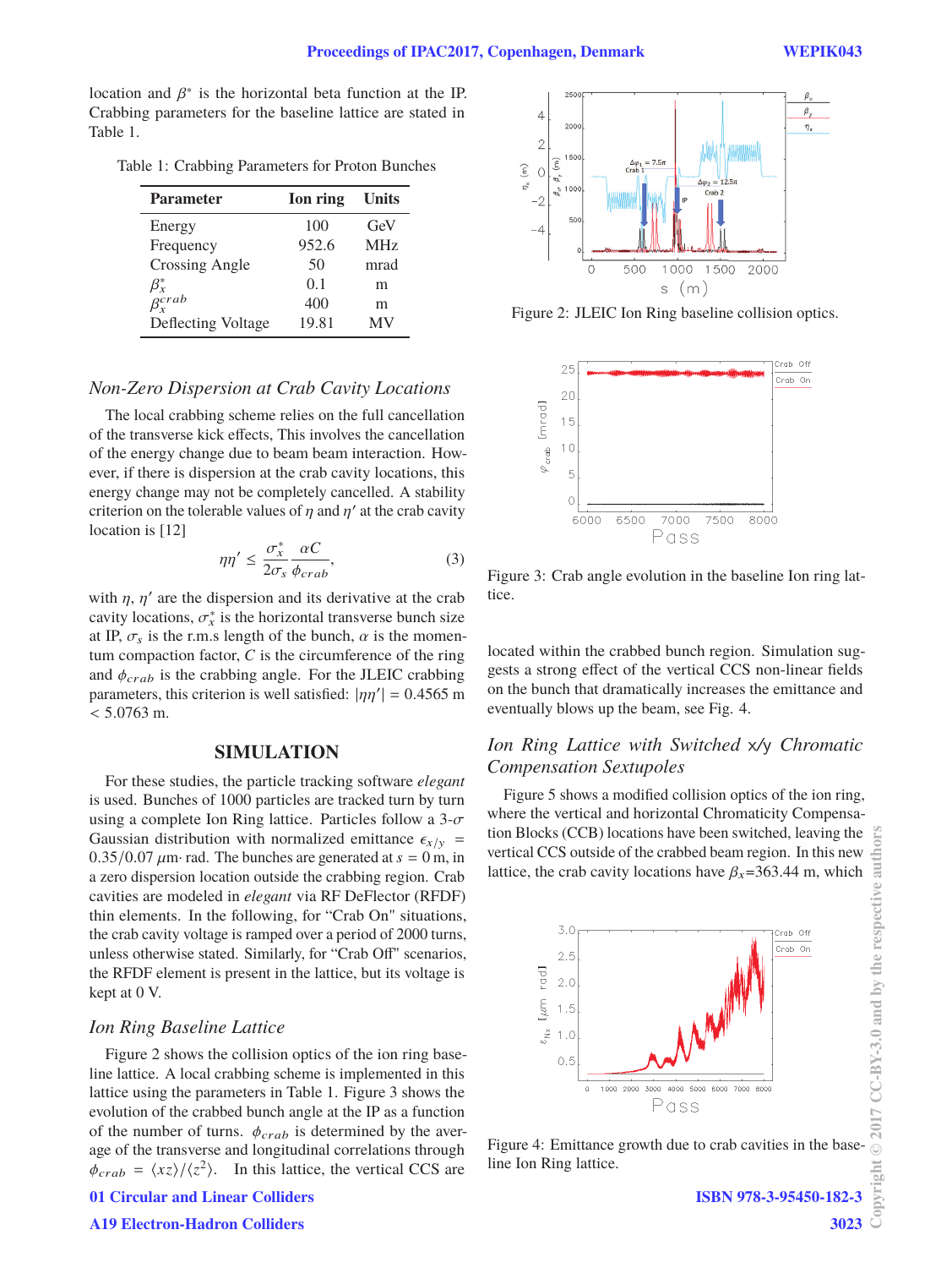location and $\beta^*$ is the horizontal beta function at the IP. Crabbing parameters for the baseline lattice are stated in Table 1.

Table 1: Crabbing Parameters for Proton Bunches

| Parameter | Ion ring | Units |
|---|---|---|
| Energy | 100 | GeV |
| Frequency | 952.6 | MHz |
| Crossing Angle | 50 | mrad |
| $\beta_x^*$ | 0.1 | m |
| $\beta_x^{crab}$ | 400 | m |
| Deflecting Voltage | 19.81 | MV |

### *Non-Zero Dispersion at Crab Cavity Locations*

The local crabbing scheme relies on the full cancellation of the transverse kick effects, This involves the cancellation of the energy change due to beam beam interaction. However, if there is dispersion at the crab cavity locations, this energy change may not be completely cancelled. A stability criterion on the tolerable values of $\eta$ and $\eta'$ at the crab cavity location is [12]

$$\eta\eta' \leq \frac{\sigma_x^*}{2\sigma_s}\frac{\alpha C}{\phi_{crab}}, \tag{3}$$

with $\eta$, $\eta'$ are the dispersion and its derivative at the crab cavity locations, $\sigma_x^*$ is the horizontal transverse bunch size at IP, $\sigma_s$ is the r.m.s length of the bunch, $\alpha$ is the momentum compaction factor, $C$ is the circumference of the ring and $\phi_{crab}$ is the crabbing angle. For the JLEIC crabbing parameters, this criterion is well satisfied: $|\eta\eta'| = 0.4565$ m $< 5.0763$ m.

## SIMULATION

For these studies, the particle tracking software *elegant* is used. Bunches of 1000 particles are tracked turn by turn using a complete Ion Ring lattice. Particles follow a 3-$\sigma$ Gaussian distribution with normalized emittance $\epsilon_{x/y} = 0.35/0.07$ $\mu$m$\cdot$ rad. The bunches are generated at $s = 0$ m, in a zero dispersion location outside the crabbing region. Crab cavities are modeled in *elegant* via RF DeFlector (RFDF) thin elements. In the following, for "Crab On" situations, the crab cavity voltage is ramped over a period of 2000 turns, unless otherwise stated. Similarly, for "Crab Off" scenarios, the RFDF element is present in the lattice, but its voltage is kept at 0 V.

### *Ion Ring Baseline Lattice*

Figure 2 shows the collision optics of the ion ring baseline lattice. A local crabbing scheme is implemented in this lattice using the parameters in Table 1. Figure 3 shows the evolution of the crabbed bunch angle at the IP as a function of the number of turns. $\phi_{crab}$ is determined by the average of the transverse and longitudinal correlations through $\phi_{crab} = \langle xz\rangle/\langle z^2\rangle$. In this lattice, the vertical CCS are

Figure 2: JLEIC Ion Ring baseline collision optics.

Figure 3: Crab angle evolution in the baseline Ion ring lattice.

located within the crabbed bunch region. Simulation suggests a strong effect of the vertical CCS non-linear fields on the bunch that dramatically increases the emittance and eventually blows up the beam, see Fig. 4.

### *Ion Ring Lattice with Switched x/y Chromatic Compensation Sextupoles*

Figure 5 shows a modified collision optics of the ion ring, where the vertical and horizontal Chromaticity Compensation Blocks (CCB) locations have been switched, leaving the vertical CCS outside of the crabbed beam region. In this new lattice, the crab cavity locations have $\beta_x$=363.44 m, which

Figure 4: Emittance growth due to crab cavities in the baseline Ion Ring lattice.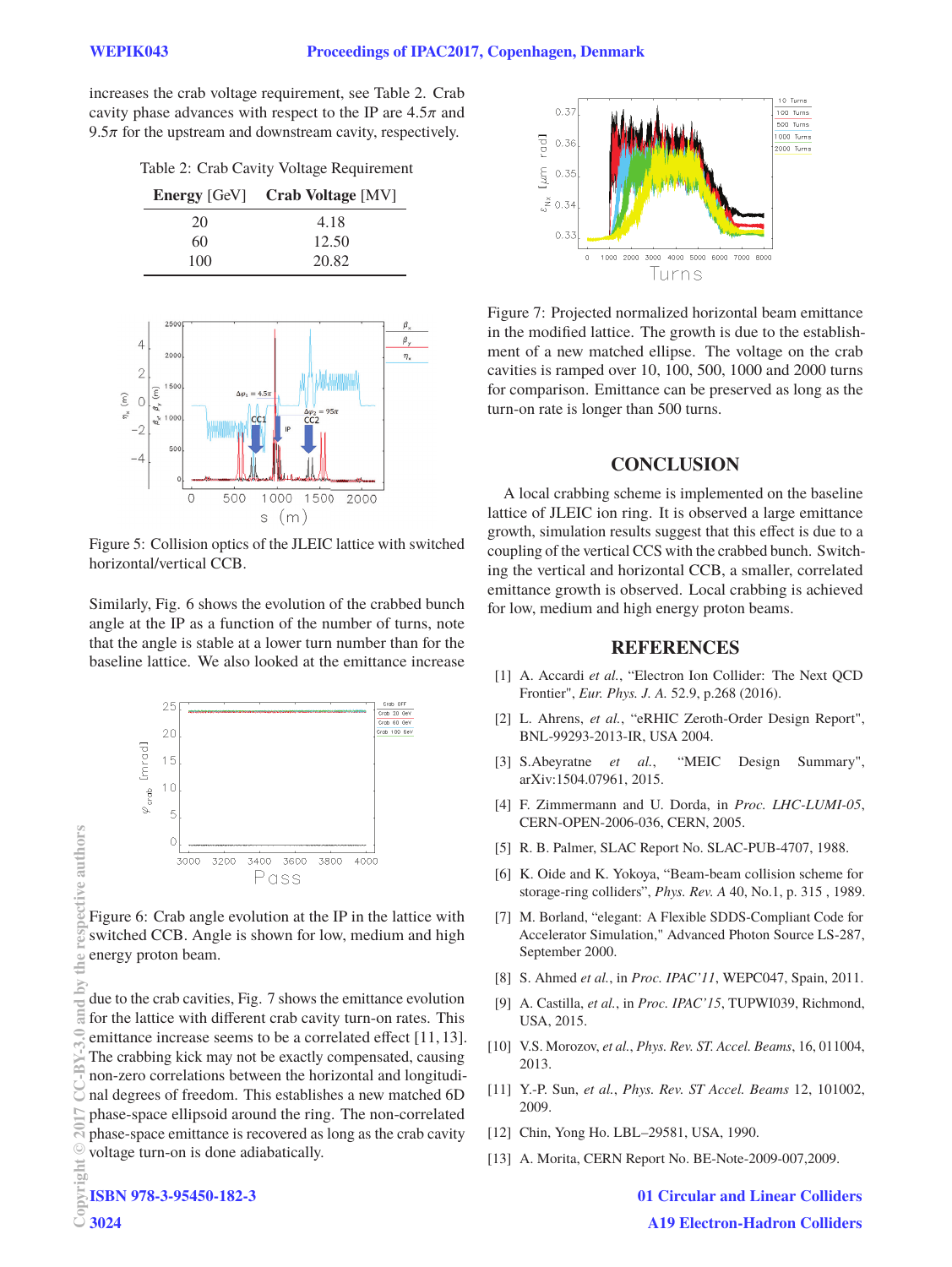increases the crab voltage requirement, see Table 2. Crab cavity phase advances with respect to the IP are $4.5\pi$ and $9.5\pi$ for the upstream and downstream cavity, respectively.

Table 2: Crab Cavity Voltage Requirement

| **Energy** [GeV] | **Crab Voltage** [MV] |
|---|---|
| 20 | 4.18 |
| 60 | 12.50 |
| 100 | 20.82 |

Figure 5: Collision optics of the JLEIC lattice with switched horizontal/vertical CCB.

Similarly, Fig. 6 shows the evolution of the crabbed bunch angle at the IP as a function of the number of turns, note that the angle is stable at a lower turn number than for the baseline lattice. We also looked at the emittance increase due to the crab cavities, Fig. 7 shows the emittance evolution for the lattice with different crab cavity turn-on rates. This emittance increase seems to be a correlated effect [11, 13]. The crabbing kick may not be exactly compensated, causing non-zero correlations between the horizontal and longitudinal degrees of freedom. This establishes a new matched 6D phase-space ellipsoid around the ring. The non-correlated phase-space emittance is recovered as long as the crab cavity voltage turn-on is done adiabatically.

Figure 6: Crab angle evolution at the IP in the lattice with switched CCB. Angle is shown for low, medium and high energy proton beam.

Figure 7: Projected normalized horizontal beam emittance in the modified lattice. The growth is due to the establishment of a new matched ellipse. The voltage on the crab cavities is ramped over 10, 100, 500, 1000 and 2000 turns for comparison. Emittance can be preserved as long as the turn-on rate is longer than 500 turns.

## CONCLUSION

A local crabbing scheme is implemented on the baseline lattice of JLEIC ion ring. It is observed a large emittance growth, simulation results suggest that this effect is due to a coupling of the vertical CCS with the crabbed bunch. Switching the vertical and horizontal CCB, a smaller, correlated emittance growth is observed. Local crabbing is achieved for low, medium and high energy proton beams.

## REFERENCES

[1] A. Accardi *et al.*, "Electron Ion Collider: The Next QCD Frontier", *Eur. Phys. J. A.* 52.9, p.268 (2016).

[2] L. Ahrens, *et al.*, "eRHIC Zeroth-Order Design Report", BNL-99293-2013-IR, USA 2004.

[3] S.Abeyratne *et al.*, "MEIC Design Summary", arXiv:1504.07961, 2015.

[4] F. Zimmermann and U. Dorda, in *Proc. LHC-LUMI-05*, CERN-OPEN-2006-036, CERN, 2005.

[5] R. B. Palmer, SLAC Report No. SLAC-PUB-4707, 1988.

[6] K. Oide and K. Yokoya, "Beam-beam collision scheme for storage-ring colliders", *Phys. Rev. A* 40, No.1, p. 315 , 1989.

[7] M. Borland, "elegant: A Flexible SDDS-Compliant Code for Accelerator Simulation," Advanced Photon Source LS-287, September 2000.

[8] S. Ahmed *et al.*, in *Proc. IPAC'11*, WEPC047, Spain, 2011.

[9] A. Castilla, *et al.*, in *Proc. IPAC'15*, TUPWI039, Richmond, USA, 2015.

[10] V.S. Morozov, *et al.*, *Phys. Rev. ST. Accel. Beams*, 16, 011004, 2013.

[11] Y.-P. Sun, *et al.*, *Phys. Rev. ST Accel. Beams* 12, 101002, 2009.

[12] Chin, Yong Ho. LBL–29581, USA, 1990.

[13] A. Morita, CERN Report No. BE-Note-2009-007,2009.